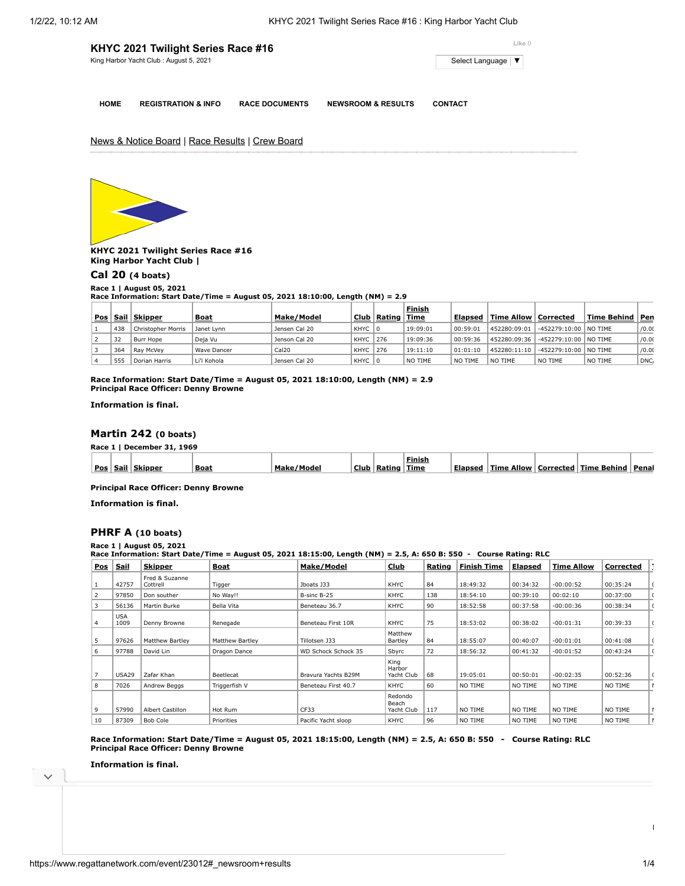## KHYC 2021 Twilight Series Race #16

King Harbor Yacht Club : August 5, 2021

Like 0

Select Language ▼

HOME | REGISTRATION & INFO | RACE DOCUMENTS | NEWSROOM & RESULTS | CONTACT

News & Notice Board | Race Results | Crew Board

**KHYC 2021 Twilight Series Race #16**
**King Harbor Yacht Club |**

### Cal 20 (4 boats)

**Race 1 | August 05, 2021**
**Race Information: Start Date/Time = August 05, 2021 18:10:00, Length (NM) = 2.9**

| Pos | Sail | Skipper | Boat | Make/Model | Club | Rating | Finish Time | Elapsed | Time Allow | Corrected | Time Behind | Pen |
|---|---|---|---|---|---|---|---|---|---|---|---|---|
| 1 | 438 | Christopher Morris | Janet Lynn | Jensen Cal 20 | KHYC | 0 | 19:09:01 | 00:59:01 | 452280:09:01 | -452279:10:00 | NO TIME | /0.0( |
| 2 | 32 | Burr Hope | Deja Vu | Jenson Cal 20 | KHYC | 276 | 19:09:36 | 00:59:36 | 452280:09:36 | -452279:10:00 | NO TIME | /0.0( |
| 3 | 364 | Ray McVey | Wave Dancer | Cal20 | KHYC | 276 | 19:11:10 | 01:01:10 | 452280:11:10 | -452279:10:00 | NO TIME | /0.0( |
| 4 | 555 | Dorian Harris | Li'l Kohola | Jensen Cal 20 | KHYC | 0 | NO TIME | NO TIME | NO TIME | NO TIME | NO TIME | DNC/ |

**Race Information: Start Date/Time = August 05, 2021 18:10:00, Length (NM) = 2.9**
**Principal Race Officer: Denny Browne**

**Information is final.**

### Martin 242 (0 boats)

**Race 1 | December 31, 1969**

| Pos | Sail | Skipper | Boat | Make/Model | Club | Rating | Finish Time | Elapsed | Time Allow | Corrected | Time Behind | Penal |
|---|---|---|---|---|---|---|---|---|---|---|---|---|

**Principal Race Officer: Denny Browne**

**Information is final.**

### PHRF A (10 boats)

**Race 1 | August 05, 2021**
**Race Information: Start Date/Time = August 05, 2021 18:15:00, Length (NM) = 2.5, A: 650 B: 550 - Course Rating: RLC**

| Pos | Sail | Skipper | Boat | Make/Model | Club | Rating | Finish Time | Elapsed | Time Allow | Corrected |
|---|---|---|---|---|---|---|---|---|---|---|
| 1 | 42757 | Fred & Suzanne Cottrell | Tigger | Jboats J33 | KHYC | 84 | 18:49:32 | 00:34:32 | -00:00:52 | 00:35:24 |
| 2 | 97850 | Don souther | No Way!! | B-sinc B-25 | KHYC | 138 | 18:54:10 | 00:39:10 | 00:02:10 | 00:37:00 |
| 3 | 56136 | Martin Burke | Bella Vita | Beneteau 36.7 | KHYC | 90 | 18:52:58 | 00:37:58 | -00:00:36 | 00:38:34 |
| 4 | USA 1009 | Denny Browne | Renegade | Beneteau First 10R | KHYC | 75 | 18:53:02 | 00:38:02 | -00:01:31 | 00:39:33 |
| 5 | 97626 | Matthew Bartley | Matthew Bartley | Tillotsen J33 | Matthew Bartley | 84 | 18:55:07 | 00:40:07 | -00:01:01 | 00:41:08 |
| 6 | 97788 | David Lin | Dragon Dance | WD Schock Schock 35 | Sbyrc | 72 | 18:56:32 | 00:41:32 | -00:01:52 | 00:43:24 |
| 7 | USA29 | Zafar Khan | Beetlecat | Bravura Yachts B29M | King Harbor Yacht Club | 68 | 19:05:01 | 00:50:01 | -00:02:35 | 00:52:36 |
| 8 | 7026 | Andrew Beggs | Triggerfish V | Beneteau First 40.7 | KHYC | 60 | NO TIME | NO TIME | NO TIME | NO TIME |
| 9 | 57990 | Albert Castillon | Hot Rum | CF33 | Redondo Beach Yacht Club | 117 | NO TIME | NO TIME | NO TIME | NO TIME |
| 10 | 87309 | Bob Cole | Priorities | Pacific Yacht sloop | KHYC | 96 | NO TIME | NO TIME | NO TIME | NO TIME |

**Race Information: Start Date/Time = August 05, 2021 18:15:00, Length (NM) = 2.5, A: 650 B: 550 - Course Rating: RLC**
**Principal Race Officer: Denny Browne**

**Information is final.**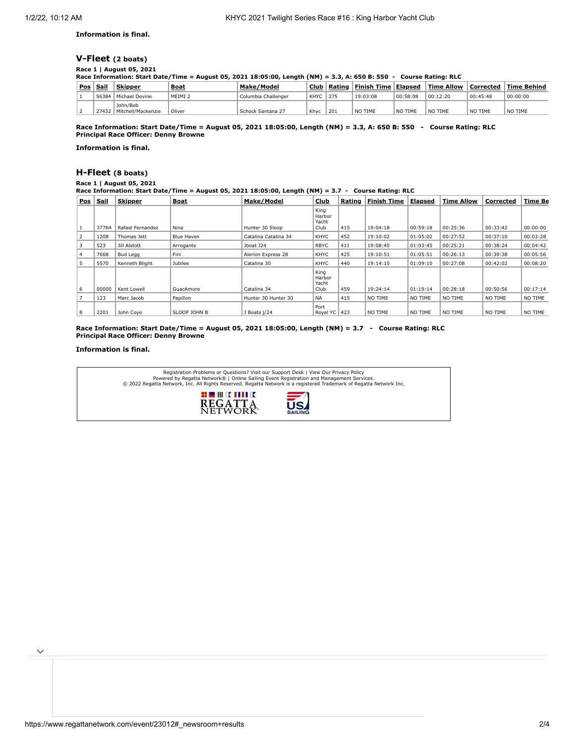**Information is final.**

## V-Fleet (2 boats)

**Race 1 | August 05, 2021**
**Race Information: Start Date/Time = August 05, 2021 18:05:00, Length (NM) = 3.3, A: 650 B: 550 - Course Rating: RLC**

| Pos | Sail | Skipper | Boat | Make/Model | Club | Rating | Finish Time | Elapsed | Time Allow | Corrected | Time Behind |
|---|---|---|---|---|---|---|---|---|---|---|---|
| 1 | 56384 | Michael Devine | MEIMI 2 | Columbia Challenger | KHYC | 275 | 19:03:08 | 00:58:08 | 00:12:20 | 00:45:48 | 00:00:00 |
| 2 | 27432 | John/Bob Mitchell/Mackenzie | Oliver | Schock Santana 27 | Khyc | 201 | NO TIME | NO TIME | NO TIME | NO TIME | NO TIME |

**Race Information: Start Date/Time = August 05, 2021 18:05:00, Length (NM) = 3.3, A: 650 B: 550 - Course Rating: RLC**
**Principal Race Officer: Denny Browne**

**Information is final.**

## H-Fleet (8 boats)

**Race 1 | August 05, 2021**
**Race Information: Start Date/Time = August 05, 2021 18:05:00, Length (NM) = 3.7 - Course Rating: RLC**

| Pos | Sail | Skipper | Boat | Make/Model | Club | Rating | Finish Time | Elapsed | Time Allow | Corrected | Time Be |
|---|---|---|---|---|---|---|---|---|---|---|---|
| 1 | 37764 | Rafael Fernandez | Nina | Hunter 30 Sloop | King Harbor Yacht Club | 415 | 19:04:18 | 00:59:18 | 00:25:36 | 00:33:42 | 00:00:00 |
| 2 | 1208 | Thomas Jett | Blue Haven | Catalina Catalina 34 | KHYC | 452 | 19:10:02 | 01:05:02 | 00:27:52 | 00:37:10 | 00:03:28 |
| 3 | 523 | Jill Alstott | Arrogante | Jboat J24 | RBYC | 411 | 19:08:45 | 01:03:45 | 00:25:21 | 00:38:24 | 00:04:42 |
| 4 | 7668 | Bud Legg | Fini | Alerion Express 28 | KHYC | 425 | 19:10:51 | 01:05:51 | 00:26:13 | 00:39:38 | 00:05:56 |
| 5 | 5570 | Kenneth Blight | Jubilee | Catalina 30 | KHYC | 440 | 19:14:10 | 01:09:10 | 00:27:08 | 00:42:02 | 00:08:20 |
| 6 | 00000 | Kent Lowell | GuacAmore | Catalina 34 | King Harbor Yacht Club | 459 | 19:24:14 | 01:19:14 | 00:28:18 | 00:50:56 | 00:17:14 |
| 7 | 123 | Marc Jacob | Papillon | Hunter 30 Hunter 30 | NA | 415 | NO TIME | NO TIME | NO TIME | NO TIME | NO TIME |
| 8 | 2201 | John Coye | SLOOP JOHN B | J Boats j/24 | Port Royal YC | 423 | NO TIME | NO TIME | NO TIME | NO TIME | NO TIME |

**Race Information: Start Date/Time = August 05, 2021 18:05:00, Length (NM) = 3.7 - Course Rating: RLC**
**Principal Race Officer: Denny Browne**

**Information is final.**

Registration Problems or Questions? Visit our Support Desk | View Our Privacy Policy
Powered by Regatta Network® | Online Sailing Event Registration and Management Services.
© 2022 Regatta Network, Inc. All Rights Reserved. Regatta Network is a registered Trademark of Regatta Network Inc.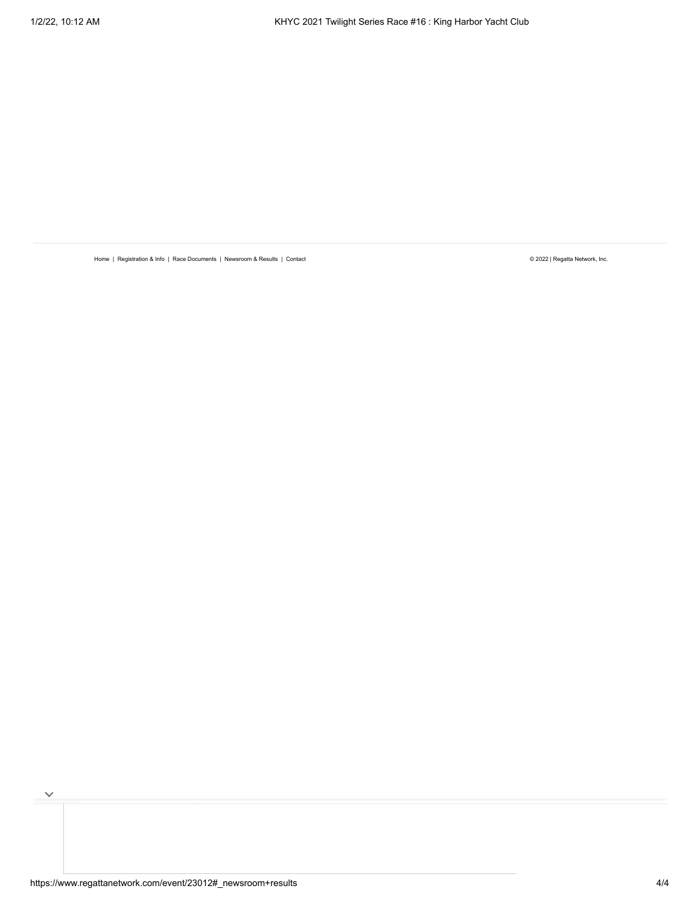Home | Registration & Info | Race Documents | Newsroom & Results | Contact

© 2022 | Regatta Network, Inc.